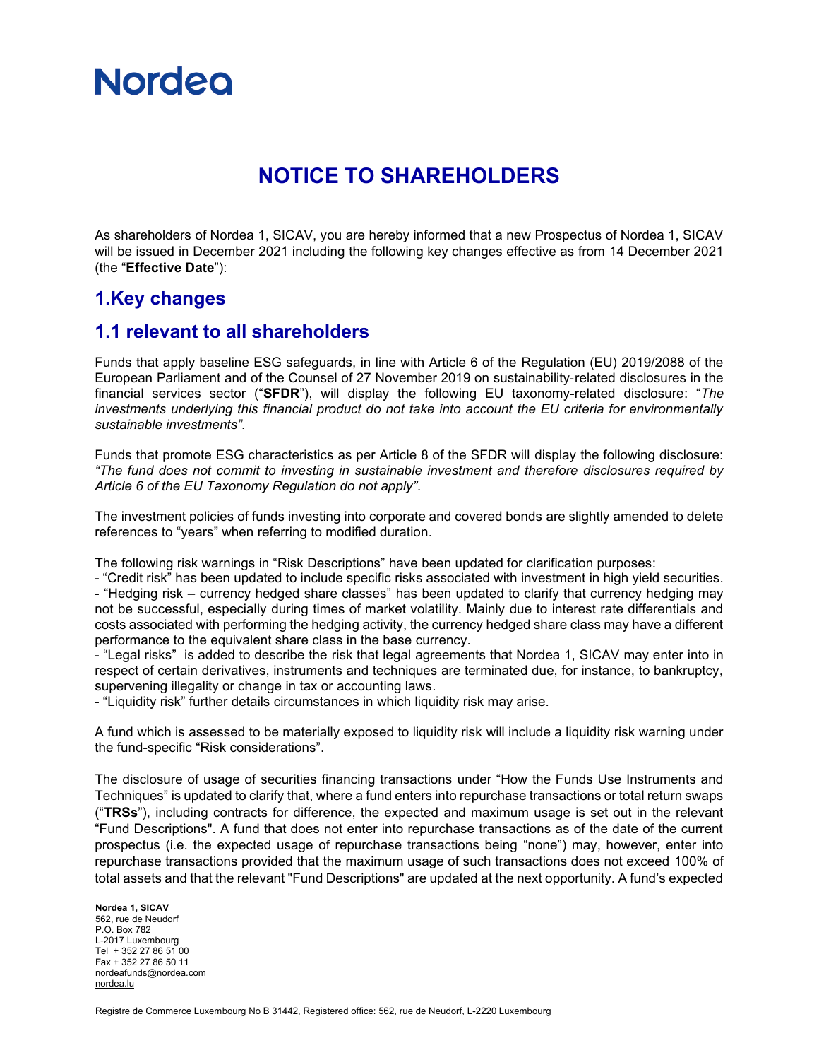# NOTICE TO SHAREHOLDERS

As shareholders of Nordea 1, SICAV, you are hereby informed that a new Prospectus of Nordea 1, SICAV will be issued in December 2021 including the following key changes effective as from 14 December 2021 (the "**Effective Date**"):

## 1.Key changes

## 1.1 relevant to all shareholders

Funds that apply baseline ESG safeguards, in line with Article 6 of the Regulation (EU) 2019/2088 of the European Parliament and of the Counsel of 27 November 2019 on sustainability-related disclosures in the financial services sector ("**SFDR**"), will display the following EU taxonomy-related disclosure: "*The investments underlying this financial product do not take into account the EU criteria for environmentally sustainable investments".*

Funds that promote ESG characteristics as per Article 8 of the SFDR will display the following disclosure: *"The fund does not commit to investing in sustainable investment and therefore disclosures required by Article 6 of the EU Taxonomy Regulation do not apply".*

The investment policies of funds investing into corporate and covered bonds are slightly amended to delete references to "years" when referring to modified duration.

The following risk warnings in "Risk Descriptions" have been updated for clarification purposes:

- "Credit risk" has been updated to include specific risks associated with investment in high yield securities.
- "Hedging risk – currency hedged share classes" has been updated to clarify that currency hedging may not be successful, especially during times of market volatility. Mainly due to interest rate differentials and costs associated with performing the hedging activity, the currency hedged share class may have a different performance to the equivalent share class in the base currency.
- "Legal risks" is added to describe the risk that legal agreements that Nordea 1, SICAV may enter into in respect of certain derivatives, instruments and techniques are terminated due, for instance, to bankruptcy, supervening illegality or change in tax or accounting laws.
- "Liquidity risk" further details circumstances in which liquidity risk may arise.

A fund which is assessed to be materially exposed to liquidity risk will include a liquidity risk warning under the fund-specific "Risk considerations".

The disclosure of usage of securities financing transactions under "How the Funds Use Instruments and Techniques" is updated to clarify that, where a fund enters into repurchase transactions or total return swaps ("**TRSs**"), including contracts for difference, the expected and maximum usage is set out in the relevant "Fund Descriptions". A fund that does not enter into repurchase transactions as of the date of the current prospectus (i.e. the expected usage of repurchase transactions being "none") may, however, enter into repurchase transactions provided that the maximum usage of such transactions does not exceed 100% of total assets and that the relevant "Fund Descriptions" are updated at the next opportunity. A fund's expected

**Nordea 1, SICAV**
562, rue de Neudorf
P.O. Box 782
L-2017 Luxembourg
Tel + 352 27 86 51 00
Fax + 352 27 86 50 11
nordeafunds@nordea.com
nordea.lu

Registre de Commerce Luxembourg No B 31442, Registered office: 562, rue de Neudorf, L-2220 Luxembourg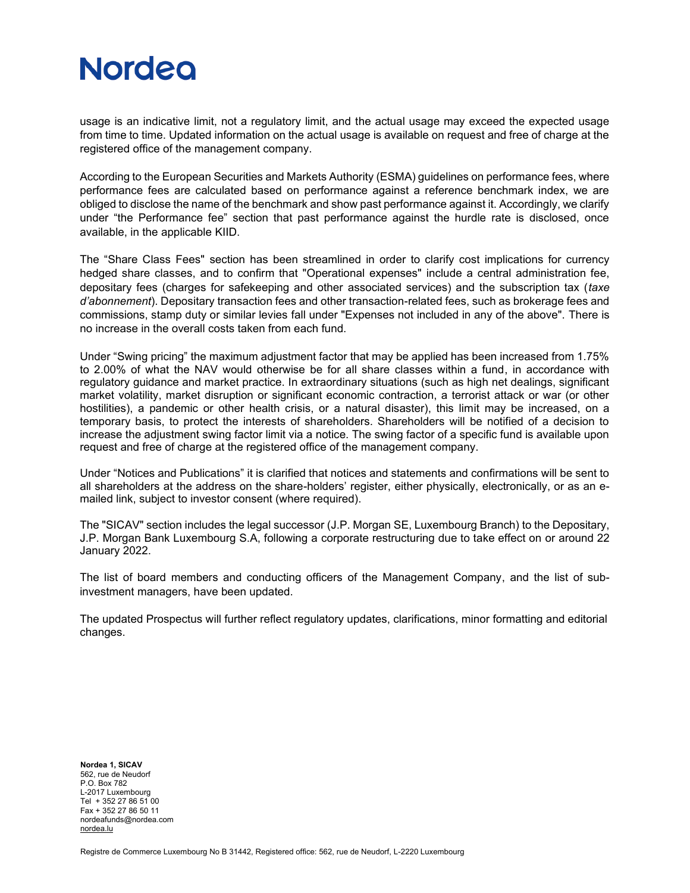usage is an indicative limit, not a regulatory limit, and the actual usage may exceed the expected usage from time to time. Updated information on the actual usage is available on request and free of charge at the registered office of the management company.

According to the European Securities and Markets Authority (ESMA) guidelines on performance fees, where performance fees are calculated based on performance against a reference benchmark index, we are obliged to disclose the name of the benchmark and show past performance against it. Accordingly, we clarify under "the Performance fee" section that past performance against the hurdle rate is disclosed, once available, in the applicable KIID.

The "Share Class Fees" section has been streamlined in order to clarify cost implications for currency hedged share classes, and to confirm that "Operational expenses" include a central administration fee, depositary fees (charges for safekeeping and other associated services) and the subscription tax (*taxe d'abonnement*). Depositary transaction fees and other transaction-related fees, such as brokerage fees and commissions, stamp duty or similar levies fall under "Expenses not included in any of the above". There is no increase in the overall costs taken from each fund.

Under "Swing pricing" the maximum adjustment factor that may be applied has been increased from 1.75% to 2.00% of what the NAV would otherwise be for all share classes within a fund, in accordance with regulatory guidance and market practice. In extraordinary situations (such as high net dealings, significant market volatility, market disruption or significant economic contraction, a terrorist attack or war (or other hostilities), a pandemic or other health crisis, or a natural disaster), this limit may be increased, on a temporary basis, to protect the interests of shareholders. Shareholders will be notified of a decision to increase the adjustment swing factor limit via a notice. The swing factor of a specific fund is available upon request and free of charge at the registered office of the management company.

Under "Notices and Publications" it is clarified that notices and statements and confirmations will be sent to all shareholders at the address on the share-holders' register, either physically, electronically, or as an e-mailed link, subject to investor consent (where required).

The "SICAV" section includes the legal successor (J.P. Morgan SE, Luxembourg Branch) to the Depositary, J.P. Morgan Bank Luxembourg S.A, following a corporate restructuring due to take effect on or around 22 January 2022.

The list of board members and conducting officers of the Management Company, and the list of sub-investment managers, have been updated.

The updated Prospectus will further reflect regulatory updates, clarifications, minor formatting and editorial changes.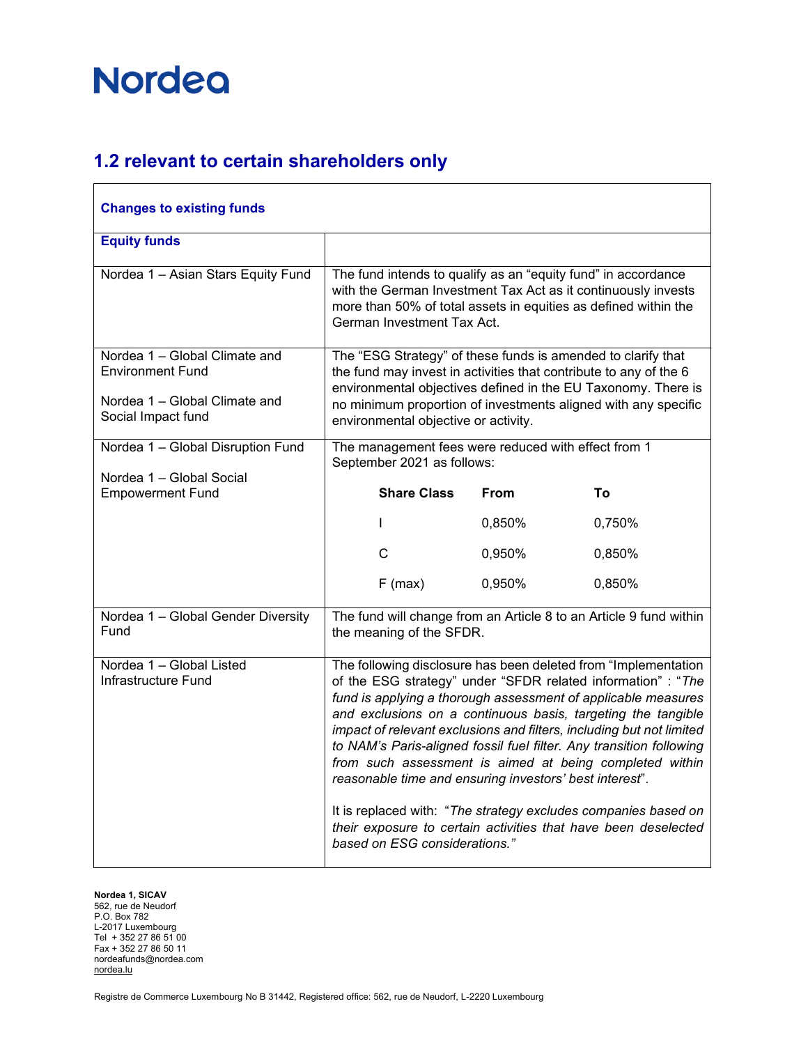## 1.2 relevant to certain shareholders only

| **Changes to existing funds** | |
|---|---|
| **Equity funds** | |
| Nordea 1 – Asian Stars Equity Fund | The fund intends to qualify as an "equity fund" in accordance with the German Investment Tax Act as it continuously invests more than 50% of total assets in equities as defined within the German Investment Tax Act. |
| Nordea 1 – Global Climate and Environment Fund<br><br>Nordea 1 – Global Climate and Social Impact fund | The "ESG Strategy" of these funds is amended to clarify that the fund may invest in activities that contribute to any of the 6 environmental objectives defined in the EU Taxonomy. There is no minimum proportion of investments aligned with any specific environmental objective or activity. |
| Nordea 1 – Global Disruption Fund<br><br>Nordea 1 – Global Social Empowerment Fund | The management fees were reduced with effect from 1 September 2021 as follows:<br><br>**Share Class** / **From** / **To**<br>I / 0,850% / 0,750%<br>C / 0,950% / 0,850%<br>F (max) / 0,950% / 0,850% |
| Nordea 1 – Global Gender Diversity Fund | The fund will change from an Article 8 to an Article 9 fund within the meaning of the SFDR. |
| Nordea 1 – Global Listed Infrastructure Fund | The following disclosure has been deleted from "Implementation of the ESG strategy" under "SFDR related information" : "*The fund is applying a thorough assessment of applicable measures and exclusions on a continuous basis, targeting the tangible impact of relevant exclusions and filters, including but not limited to NAM's Paris-aligned fossil fuel filter. Any transition following from such assessment is aimed at being completed within reasonable time and ensuring investors' best interest*".<br><br>It is replaced with: "*The strategy excludes companies based on their exposure to certain activities that have been deselected based on ESG considerations.*" |

**Nordea 1, SICAV**
562, rue de Neudorf
P.O. Box 782
L-2017 Luxembourg
Tel + 352 27 86 51 00
Fax + 352 27 86 50 11
nordeafunds@nordea.com
nordea.lu

Registre de Commerce Luxembourg No B 31442, Registered office: 562, rue de Neudorf, L-2220 Luxembourg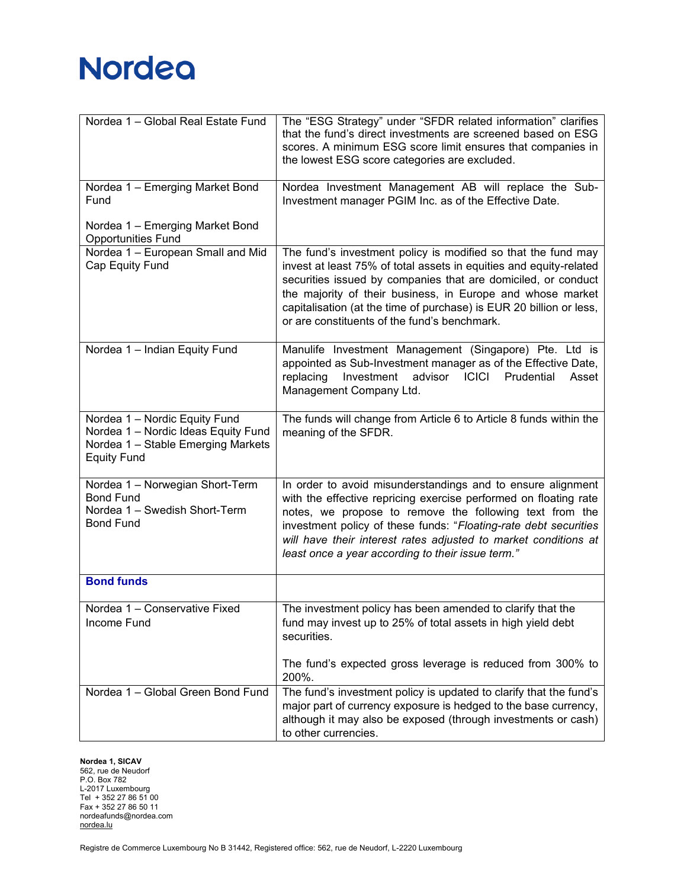| | |
|---|---|
| Nordea 1 – Global Real Estate Fund | The "ESG Strategy" under "SFDR related information" clarifies that the fund's direct investments are screened based on ESG scores. A minimum ESG score limit ensures that companies in the lowest ESG score categories are excluded. |
| Nordea 1 – Emerging Market Bond Fund<br><br>Nordea 1 – Emerging Market Bond Opportunities Fund | Nordea Investment Management AB will replace the Sub-Investment manager PGIM Inc. as of the Effective Date. |
| Nordea 1 – European Small and Mid Cap Equity Fund | The fund's investment policy is modified so that the fund may invest at least 75% of total assets in equities and equity-related securities issued by companies that are domiciled, or conduct the majority of their business, in Europe and whose market capitalisation (at the time of purchase) is EUR 20 billion or less, or are constituents of the fund's benchmark. |
| Nordea 1 – Indian Equity Fund | Manulife Investment Management (Singapore) Pte. Ltd is appointed as Sub-Investment manager as of the Effective Date, replacing Investment advisor ICICI Prudential Asset Management Company Ltd. |
| Nordea 1 – Nordic Equity Fund<br>Nordea 1 – Nordic Ideas Equity Fund<br>Nordea 1 – Stable Emerging Markets Equity Fund | The funds will change from Article 6 to Article 8 funds within the meaning of the SFDR. |
| Nordea 1 – Norwegian Short-Term Bond Fund<br>Nordea 1 – Swedish Short-Term Bond Fund | In order to avoid misunderstandings and to ensure alignment with the effective repricing exercise performed on floating rate notes, we propose to remove the following text from the investment policy of these funds: "*Floating-rate debt securities will have their interest rates adjusted to market conditions at least once a year according to their issue term.*" |
| **Bond funds** | |
| Nordea 1 – Conservative Fixed Income Fund | The investment policy has been amended to clarify that the fund may invest up to 25% of total assets in high yield debt securities.<br><br>The fund's expected gross leverage is reduced from 300% to 200%. |
| Nordea 1 – Global Green Bond Fund | The fund's investment policy is updated to clarify that the fund's major part of currency exposure is hedged to the base currency, although it may also be exposed (through investments or cash) to other currencies. |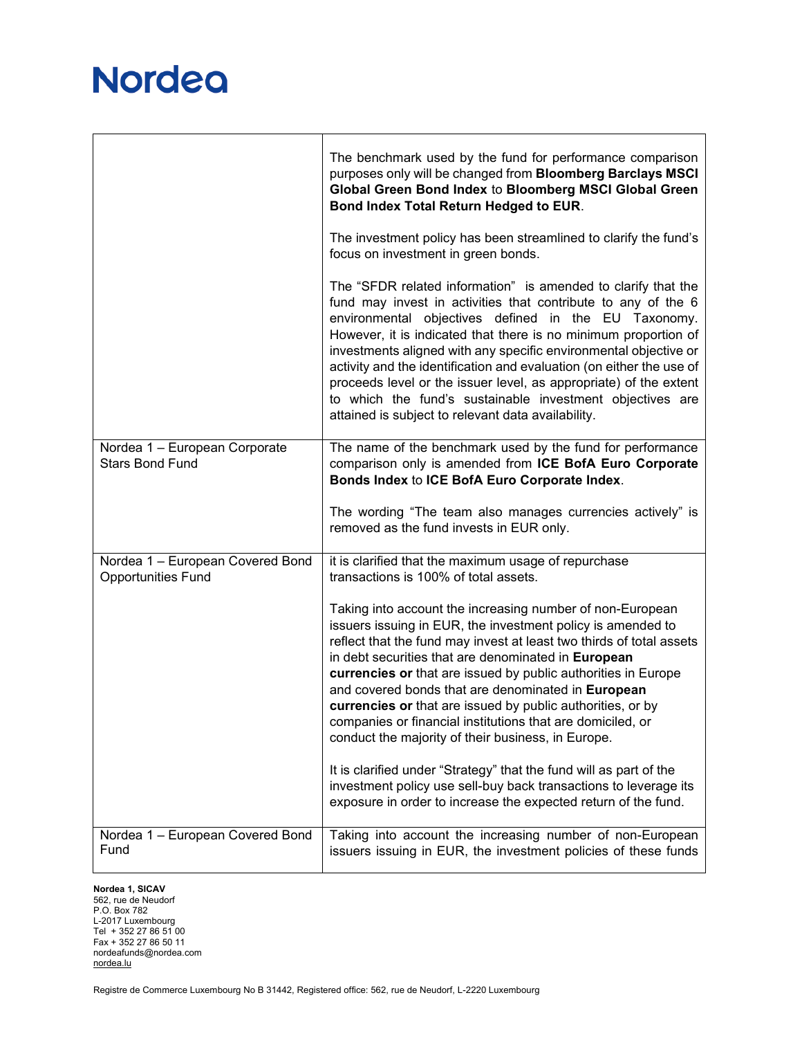| | |
|---|---|
| | The benchmark used by the fund for performance comparison purposes only will be changed from **Bloomberg Barclays MSCI Global Green Bond Index** to **Bloomberg MSCI Global Green Bond Index Total Return Hedged to EUR**.<br><br>The investment policy has been streamlined to clarify the fund's focus on investment in green bonds.<br><br>The "SFDR related information" is amended to clarify that the fund may invest in activities that contribute to any of the 6 environmental objectives defined in the EU Taxonomy. However, it is indicated that there is no minimum proportion of investments aligned with any specific environmental objective or activity and the identification and evaluation (on either the use of proceeds level or the issuer level, as appropriate) of the extent to which the fund's sustainable investment objectives are attained is subject to relevant data availability. |
| Nordea 1 – European Corporate Stars Bond Fund | The name of the benchmark used by the fund for performance comparison only is amended from **ICE BofA Euro Corporate Bonds Index** to **ICE BofA Euro Corporate Index**.<br><br>The wording "The team also manages currencies actively" is removed as the fund invests in EUR only. |
| Nordea 1 – European Covered Bond Opportunities Fund | it is clarified that the maximum usage of repurchase transactions is 100% of total assets.<br><br>Taking into account the increasing number of non-European issuers issuing in EUR, the investment policy is amended to reflect that the fund may invest at least two thirds of total assets in debt securities that are denominated in **European currencies or** that are issued by public authorities in Europe and covered bonds that are denominated in **European currencies or** that are issued by public authorities, or by companies or financial institutions that are domiciled, or conduct the majority of their business, in Europe.<br><br>It is clarified under "Strategy" that the fund will as part of the investment policy use sell-buy back transactions to leverage its exposure in order to increase the expected return of the fund. |
| Nordea 1 – European Covered Bond Fund | Taking into account the increasing number of non-European issuers issuing in EUR, the investment policies of these funds |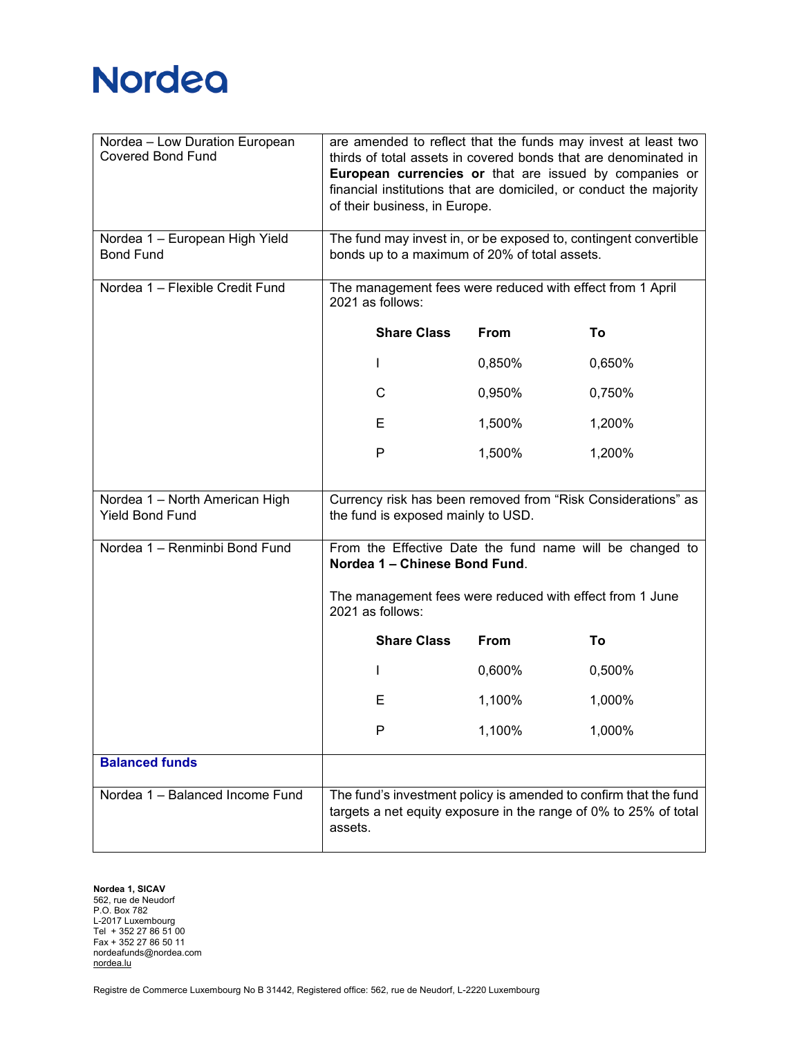| | |
|---|---|
| Nordea – Low Duration European Covered Bond Fund | are amended to reflect that the funds may invest at least two thirds of total assets in covered bonds that are denominated in **European currencies or** that are issued by companies or financial institutions that are domiciled, or conduct the majority of their business, in Europe. |
| Nordea 1 – European High Yield Bond Fund | The fund may invest in, or be exposed to, contingent convertible bonds up to a maximum of 20% of total assets. |
| Nordea 1 – Flexible Credit Fund | The management fees were reduced with effect from 1 April 2021 as follows:<br><br>**Share Class** / **From** / **To**<br>I / 0,850% / 0,650%<br>C / 0,950% / 0,750%<br>E / 1,500% / 1,200%<br>P / 1,500% / 1,200% |
| Nordea 1 – North American High Yield Bond Fund | Currency risk has been removed from "Risk Considerations" as the fund is exposed mainly to USD. |
| Nordea 1 – Renminbi Bond Fund | From the Effective Date the fund name will be changed to **Nordea 1 – Chinese Bond Fund**.<br><br>The management fees were reduced with effect from 1 June 2021 as follows:<br><br>**Share Class** / **From** / **To**<br>I / 0,600% / 0,500%<br>E / 1,100% / 1,000%<br>P / 1,100% / 1,000% |
| **Balanced funds** | |
| Nordea 1 – Balanced Income Fund | The fund's investment policy is amended to confirm that the fund targets a net equity exposure in the range of 0% to 25% of total assets. |

**Nordea 1, SICAV**
562, rue de Neudorf
P.O. Box 782
L-2017 Luxembourg
Tel + 352 27 86 51 00
Fax + 352 27 86 50 11
nordeafunds@nordea.com
nordea.lu

Registre de Commerce Luxembourg No B 31442, Registered office: 562, rue de Neudorf, L-2220 Luxembourg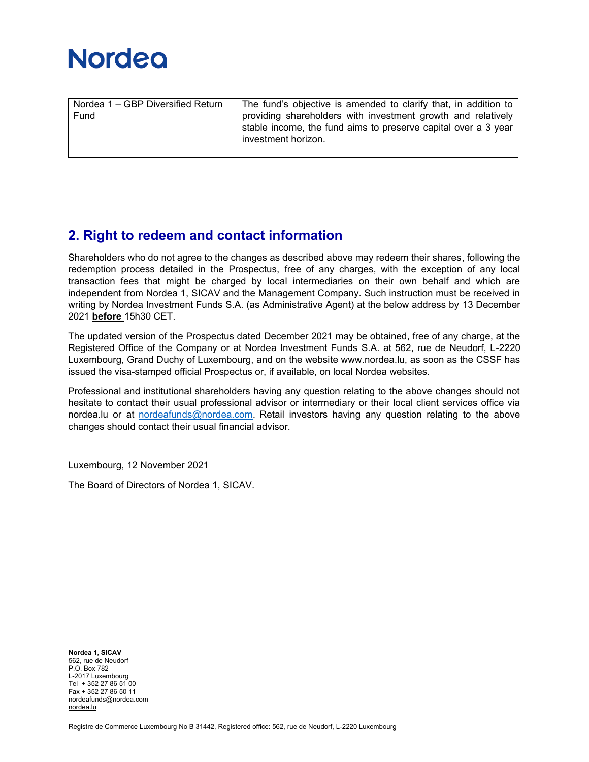| | |
|---|---|
| Nordea 1 – GBP Diversified Return Fund | The fund's objective is amended to clarify that, in addition to providing shareholders with investment growth and relatively stable income, the fund aims to preserve capital over a 3 year investment horizon. |

## 2. Right to redeem and contact information

Shareholders who do not agree to the changes as described above may redeem their shares, following the redemption process detailed in the Prospectus, free of any charges, with the exception of any local transaction fees that might be charged by local intermediaries on their own behalf and which are independent from Nordea 1, SICAV and the Management Company. Such instruction must be received in writing by Nordea Investment Funds S.A. (as Administrative Agent) at the below address by 13 December 2021 **before** 15h30 CET.

The updated version of the Prospectus dated December 2021 may be obtained, free of any charge, at the Registered Office of the Company or at Nordea Investment Funds S.A. at 562, rue de Neudorf, L-2220 Luxembourg, Grand Duchy of Luxembourg, and on the website www.nordea.lu, as soon as the CSSF has issued the visa-stamped official Prospectus or, if available, on local Nordea websites.

Professional and institutional shareholders having any question relating to the above changes should not hesitate to contact their usual professional advisor or intermediary or their local client services office via nordea.lu or at nordeafunds@nordea.com. Retail investors having any question relating to the above changes should contact their usual financial advisor.

Luxembourg, 12 November 2021

The Board of Directors of Nordea 1, SICAV.

**Nordea 1, SICAV**
562, rue de Neudorf
P.O. Box 782
L-2017 Luxembourg
Tel + 352 27 86 51 00
Fax + 352 27 86 50 11
nordeafunds@nordea.com
nordea.lu

Registre de Commerce Luxembourg No B 31442, Registered office: 562, rue de Neudorf, L-2220 Luxembourg